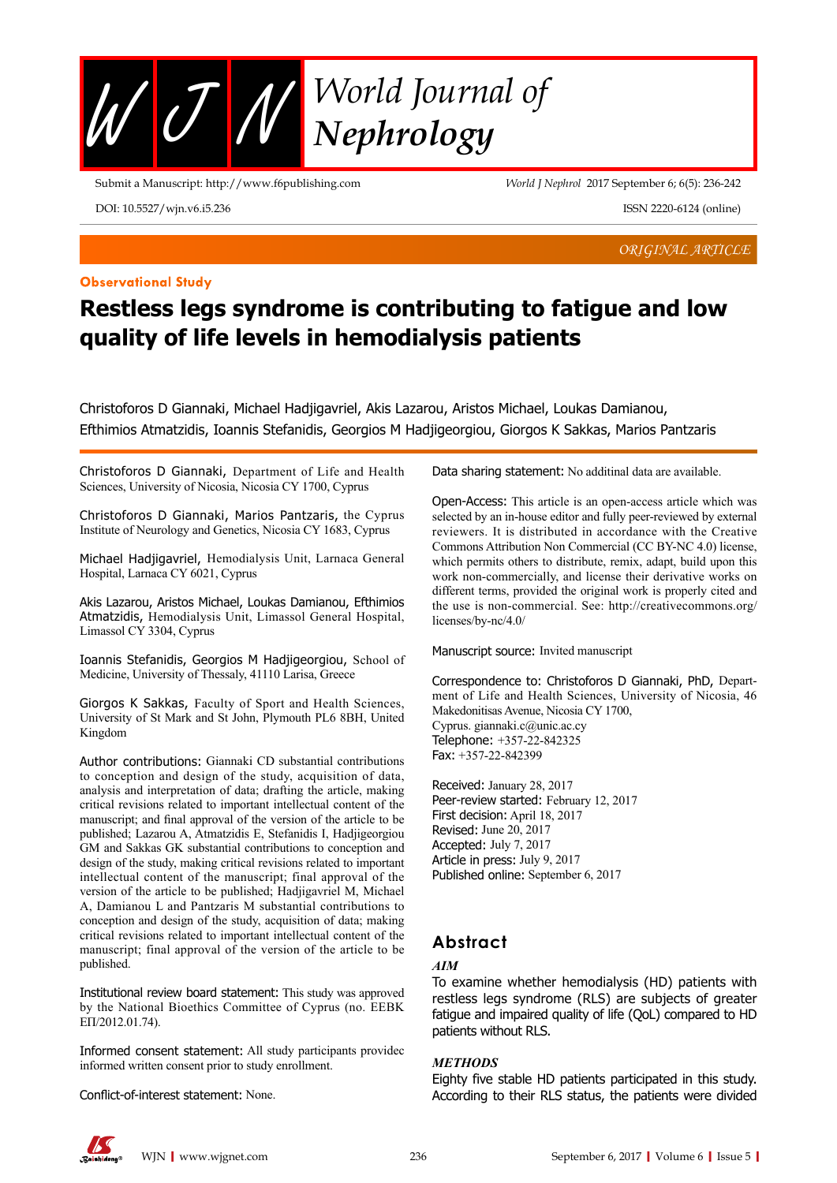ORIGINAL ARTICLE

**Observational Study**

# Restless legs syndrome is contributing to fatigue and low quality of life levels in hemodialysis patients

Christoforos D Giannaki, Michael Hadjigavriel, Akis Lazarou, Aristos Michael, Loukas Damianou, Efthimios Atmatzidis, Ioannis Stefanidis, Georgios M Hadjigeorgiou, Giorgos K Sakkas, Marios Pantzaris

Christoforos D Giannaki, Department of Life and Health Sciences, University of Nicosia, Nicosia CY 1700, Cyprus

Christoforos D Giannaki, Marios Pantzaris, the Cyprus Institute of Neurology and Genetics, Nicosia CY 1683, Cyprus

Michael Hadjigavriel, Hemodialysis Unit, Larnaca General Hospital, Larnaca CY 6021, Cyprus

Akis Lazarou, Aristos Michael, Loukas Damianou, Efthimios Atmatzidis, Hemodialysis Unit, Limassol General Hospital, Limassol CY 3304, Cyprus

Ioannis Stefanidis, Georgios M Hadjigeorgiou, School of Medicine, University of Thessaly, 41110 Larisa, Greece

Giorgos K Sakkas, Faculty of Sport and Health Sciences, University of St Mark and St John, Plymouth PL6 8BH, United Kingdom

Author contributions: Giannaki CD substantial contributions to conception and design of the study, acquisition of data, analysis and interpretation of data; drafting the article, making critical revisions related to important intellectual content of the manuscript; and final approval of the version of the article to be published; Lazarou A, Atmatzidis E, Stefanidis I, Hadjigeorgiou GM and Sakkas GK substantial contributions to conception and design of the study, making critical revisions related to important intellectual content of the manuscript; final approval of the version of the article to be published; Hadjigavriel M, Michael A, Damianou L and Pantzaris M substantial contributions to conception and design of the study, acquisition of data; making critical revisions related to important intellectual content of the manuscript; final approval of the version of the article to be published.

Institutional review board statement: This study was approved by the National Bioethics Committee of Cyprus (no. EEBK EΠ/2012.01.74).

Informed consent statement: All study participants providec informed written consent prior to study enrollment.

Conflict-of-interest statement: None.

Data sharing statement: No additinal data are available.

Open-Access: This article is an open-access article which was selected by an in-house editor and fully peer-reviewed by external reviewers. It is distributed in accordance with the Creative Commons Attribution Non Commercial (CC BY-NC 4.0) license, which permits others to distribute, remix, adapt, build upon this work non-commercially, and license their derivative works on different terms, provided the original work is properly cited and the use is non-commercial. See: http://creativecommons.org/licenses/by-nc/4.0/

Manuscript source: Invited manuscript

Correspondence to: Christoforos D Giannaki, PhD, Department of Life and Health Sciences, University of Nicosia, 46 Makedonitisas Avenue, Nicosia CY 1700, Cyprus. giannaki.c@unic.ac.cy
Telephone: +357-22-842325
Fax: +357-22-842399

Received: January 28, 2017
Peer-review started: February 12, 2017
First decision: April 18, 2017
Revised: June 20, 2017
Accepted: July 7, 2017
Article in press: July 9, 2017
Published online: September 6, 2017

## Abstract

### *AIM*

To examine whether hemodialysis (HD) patients with restless legs syndrome (RLS) are subjects of greater fatigue and impaired quality of life (QoL) compared to HD patients without RLS.

### *METHODS*

Eighty five stable HD patients participated in this study. According to their RLS status, the patients were divided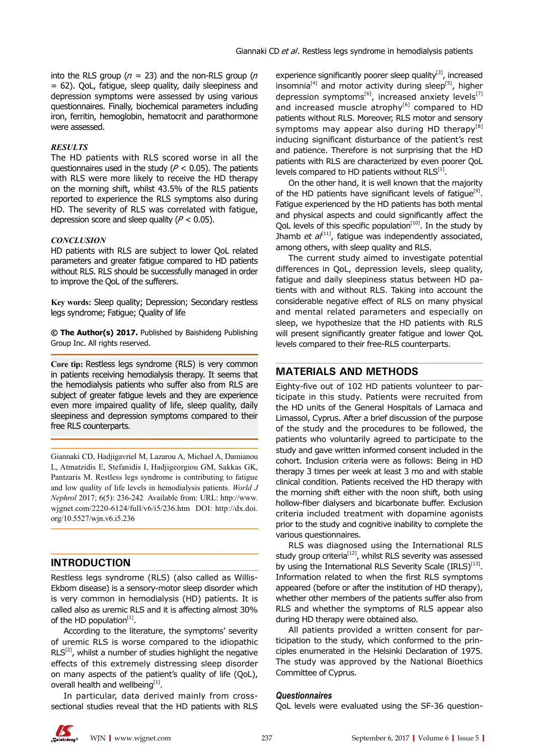into the RLS group ($n$ = 23) and the non-RLS group ($n$ = 62). QoL, fatigue, sleep quality, daily sleepiness and depression symptoms were assessed by using various questionnaires. Finally, biochemical parameters including iron, ferritin, hemoglobin, hematocrit and parathormone were assessed.

***RESULTS***

The HD patients with RLS scored worse in all the questionnaires used in the study ($P$ < 0.05). The patients with RLS were more likely to receive the HD therapy on the morning shift, whilst 43.5% of the RLS patients reported to experience the RLS symptoms also during HD. The severity of RLS was correlated with fatigue, depression score and sleep quality ($P$ < 0.05).

***CONCLUSION***

HD patients with RLS are subject to lower QoL related parameters and greater fatigue compared to HD patients without RLS. RLS should be successfully managed in order to improve the QoL of the sufferers.

**Key words:** Sleep quality; Depression; Secondary restless legs syndrome; Fatigue; Quality of life

**© The Author(s) 2017.** Published by Baishideng Publishing Group Inc. All rights reserved.

**Core tip:** Restless legs syndrome (RLS) is very common in patients receiving hemodialysis therapy. It seems that the hemodialysis patients who suffer also from RLS are subject of greater fatigue levels and they are experience even more impaired quality of life, sleep quality, daily sleepiness and depression symptoms compared to their free RLS counterparts.

Giannaki CD, Hadjigavriel M, Lazarou A, Michael A, Damianou L, Atmatzidis E, Stefanidis I, Hadjigeorgiou GM, Sakkas GK, Pantzaris M. Restless legs syndrome is contributing to fatigue and low quality of life levels in hemodialysis patients. *World J Nephrol* 2017; 6(5): 236-242 Available from: URL: http://www.wjgnet.com/2220-6124/full/v6/i5/236.htm DOI: http://dx.doi.org/10.5527/wjn.v6.i5.236

## INTRODUCTION

Restless legs syndrome (RLS) (also called as Willis-Ekbom disease) is a sensory-motor sleep disorder which is very common in hemodialysis (HD) patients. It is called also as uremic RLS and it is affecting almost 30% of the HD population[1].

According to the literature, the symptoms' severity of uremic RLS is worse compared to the idiopathic RLS[2], whilst a number of studies highlight the negative effects of this extremely distressing sleep disorder on many aspects of the patient's quality of life (QoL), overall health and wellbeing[1].

In particular, data derived mainly from cross-sectional studies reveal that the HD patients with RLS experience significantly poorer sleep quality[3], increased insomnia[4] and motor activity during sleep[5], higher depression symptoms[6], increased anxiety levels[7] and increased muscle atrophy[6] compared to HD patients without RLS. Moreover, RLS motor and sensory symptoms may appear also during HD therapy[8] inducing significant disturbance of the patient's rest and patience. Therefore is not surprising that the HD patients with RLS are characterized by even poorer QoL levels compared to HD patients without RLS[1].

On the other hand, it is well known that the majority of the HD patients have significant levels of fatigue[9]. Fatigue experienced by the HD patients has both mental and physical aspects and could significantly affect the QoL levels of this specific population[10]. In the study by Jhamb *et al*[11], fatigue was independently associated, among others, with sleep quality and RLS.

The current study aimed to investigate potential differences in QoL, depression levels, sleep quality, fatigue and daily sleepiness status between HD patients with and without RLS. Taking into account the considerable negative effect of RLS on many physical and mental related parameters and especially on sleep, we hypothesize that the HD patients with RLS will present significantly greater fatigue and lower QoL levels compared to their free-RLS counterparts.

## MATERIALS AND METHODS

Eighty-five out of 102 HD patients volunteer to participate in this study. Patients were recruited from the HD units of the General Hospitals of Larnaca and Limassol, Cyprus. After a brief discussion of the purpose of the study and the procedures to be followed, the patients who voluntarily agreed to participate to the study and gave written informed consent included in the cohort. Inclusion criteria were as follows: Being in HD therapy 3 times per week at least 3 mo and with stable clinical condition. Patients received the HD therapy with the morning shift either with the noon shift, both using hollow-fiber dialysers and bicarbonate buffer. Exclusion criteria included treatment with dopamine agonists prior to the study and cognitive inability to complete the various questionnaires.

RLS was diagnosed using the International RLS study group criteria[12], whilst RLS severity was assessed by using the International RLS Severity Scale (IRLS)[13]. Information related to when the first RLS symptoms appeared (before or after the institution of HD therapy), whether other members of the patients suffer also from RLS and whether the symptoms of RLS appear also during HD therapy were obtained also.

All patients provided a written consent for participation to the study, which conformed to the principles enumerated in the Helsinki Declaration of 1975. The study was approved by the National Bioethics Committee of Cyprus.

### *Questionnaires*

QoL levels were evaluated using the SF-36 question-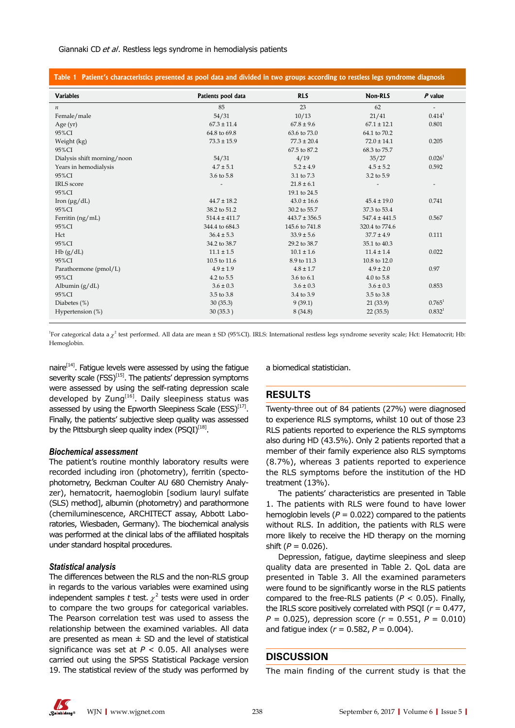**Table 1 Patient's characteristics presented as pool data and divided in two groups according to restless legs syndrome diagnosis**

| Variables | Patients pool data | RLS | Non-RLS | *P* value |
|---|---|---|---|---|
| *n* | 85 | 23 | 62 | - |
| Female/male | 54/31 | 10/13 | 21/41 | 0.414[1] |
| Age (yr) | 67.3 ± 11.4 | 67.8 ± 9.6 | 67.1 ± 12.1 | 0.801 |
| 95%CI | 64.8 to 69.8 | 63.6 to 73.0 | 64.1 to 70.2 | |
| Weight (kg) | 73.3 ± 15.9 | 77.3 ± 20.4 | 72.0 ± 14.1 | 0.205 |
| 95%CI | | 67.5 to 87.2 | 68.3 to 75.7 | |
| Dialysis shift morning/noon | 54/31 | 4/19 | 35/27 | 0.026[1] |
| Years in hemodialysis | 4.7 ± 5.1 | 5.2 ± 4.9 | 4.5 ± 5.2 | 0.592 |
| 95%CI | 3.6 to 5.8 | 3.1 to 7.3 | 3.2 to 5.9 | |
| IRLS score | - | 21.8 ± 6.1 | - | - |
| 95%CI | | 19.1 to 24.5 | | |
| Iron (μg/dL) | 44.7 ± 18.2 | 43.0 ± 16.6 | 45.4 ± 19.0 | 0.741 |
| 95%CI | 38.2 to 51.2 | 30.2 to 55.7 | 37.3 to 53.4 | |
| Ferritin (ng/mL) | 514.4 ± 411.7 | 443.7 ± 356.5 | 547.4 ± 441.5 | 0.567 |
| 95%CI | 344.4 to 684.3 | 145.6 to 741.8 | 320.4 to 774.6 | |
| Hct | 36.4 ± 5.3 | 33.9 ± 5.6 | 37.7 ± 4.9 | 0.111 |
| 95%CI | 34.2 to 38.7 | 29.2 to 38.7 | 35.1 to 40.3 | |
| Hb (g/dL) | 11.1 ± 1.5 | 10.1 ± 1.6 | 11.4 ± 1.4 | 0.022 |
| 95%CI | 10.5 to 11.6 | 8.9 to 11.3 | 10.8 to 12.0 | |
| Parathormone (pmol/L) | 4.9 ± 1.9 | 4.8 ± 1.7 | 4.9 ± 2.0 | 0.97 |
| 95%CI | 4.2 to 5.5 | 3.6 to 6.1 | 4.0 to 5.8 | |
| Albumin (g/dL) | 3.6 ± 0.3 | 3.6 ± 0.3 | 3.6 ± 0.3 | 0.853 |
| 95%CI | 3.5 to 3.8 | 3.4 to 3.9 | 3.5 to 3.8 | |
| Diabetes (%) | 30 (35.3) | 9 (39.1) | 21 (33.9) | 0.765[1] |
| Hypertension (%) | 30 (35.3 ) | 8 (34.8) | 22 (35.5) | 0.832[1] |

[1]For categorical data a $\chi^2$ test performed. All data are mean ± SD (95%CI). IRLS: International restless legs syndrome severity scale; Hct: Hematocrit; Hb: Hemoglobin.

naire[14]. Fatigue levels were assessed by using the fatigue severity scale (FSS)[15]. The patients' depression symptoms were assessed by using the self-rating depression scale developed by Zung[16]. Daily sleepiness status was assessed by using the Epworth Sleepiness Scale (ESS)[17]. Finally, the patients' subjective sleep quality was assessed by the Pittsburgh sleep quality index (PSQI)[18].

### *Biochemical assessment*

The patient's routine monthly laboratory results were recorded including iron (photometry), ferritin (spectophotometry, Beckman Coulter AU 680 Chemistry Analyzer), hematocrit, haemoglobin [sodium lauryl sulfate (SLS) method], albumin (photometry) and parathormone (chemiluminescence, ARCHITECT assay, Abbott Laboratories, Wiesbaden, Germany). The biochemical analysis was performed at the clinical labs of the affiliated hospitals under standard hospital procedures.

### *Statistical analysis*

The differences between the RLS and the non-RLS group in regards to the various variables were examined using independent samples *t* test. $\chi^2$ tests were used in order to compare the two groups for categorical variables. The Pearson correlation test was used to assess the relationship between the examined variables. All data are presented as mean ± SD and the level of statistical significance was set at $P < 0.05$. All analyses were carried out using the SPSS Statistical Package version 19. The statistical review of the study was performed by a biomedical statistician.

## RESULTS

Twenty-three out of 84 patients (27%) were diagnosed to experience RLS symptoms, whilst 10 out of those 23 RLS patients reported to experience the RLS symptoms also during HD (43.5%). Only 2 patients reported that a member of their family experience also RLS symptoms (8.7%), whereas 3 patients reported to experience the RLS symptoms before the institution of the HD treatment (13%).

The patients' characteristics are presented in Table 1. The patients with RLS were found to have lower hemoglobin levels ($P = 0.022$) compared to the patients without RLS. In addition, the patients with RLS were more likely to receive the HD therapy on the morning shift ($P = 0.026$).

Depression, fatigue, daytime sleepiness and sleep quality data are presented in Table 2. QoL data are presented in Table 3. All the examined parameters were found to be significantly worse in the RLS patients compared to the free-RLS patients ($P < 0.05$). Finally, the IRLS score positively correlated with PSQI ($r = 0.477$, $P = 0.025$), depression score ($r = 0.551$, $P = 0.010$) and fatigue index ($r = 0.582$, $P = 0.004$).

## DISCUSSION

The main finding of the current study is that the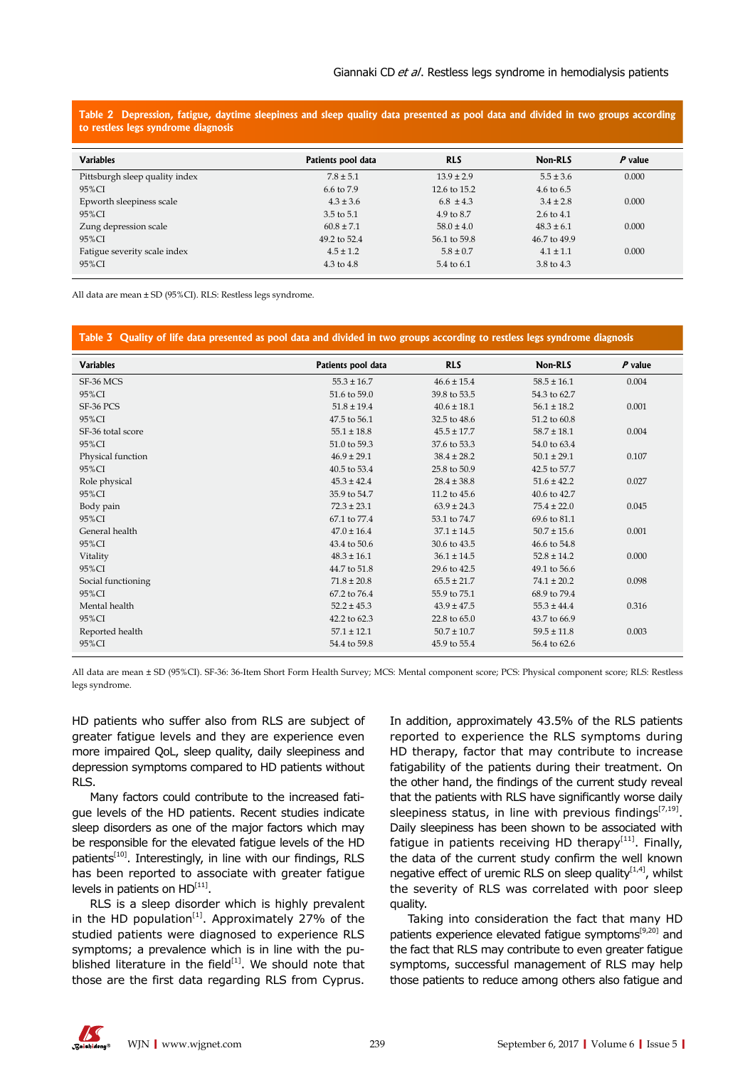**Table 2 Depression, fatigue, daytime sleepiness and sleep quality data presented as pool data and divided in two groups according to restless legs syndrome diagnosis**

| Variables | Patients pool data | RLS | Non-RLS | *P* value |
|---|---|---|---|---|
| Pittsburgh sleep quality index | 7.8 ± 5.1 | 13.9 ± 2.9 | 5.5 ± 3.6 | 0.000 |
| 95%CI | 6.6 to 7.9 | 12.6 to 15.2 | 4.6 to 6.5 | |
| Epworth sleepiness scale | 4.3 ± 3.6 | 6.8 ± 4.3 | 3.4 ± 2.8 | 0.000 |
| 95%CI | 3.5 to 5.1 | 4.9 to 8.7 | 2.6 to 4.1 | |
| Zung depression scale | 60.8 ± 7.1 | 58.0 ± 4.0 | 48.3 ± 6.1 | 0.000 |
| 95%CI | 49.2 to 52.4 | 56.1 to 59.8 | 46.7 to 49.9 | |
| Fatigue severity scale index | 4.5 ± 1.2 | 5.8 ± 0.7 | 4.1 ± 1.1 | 0.000 |
| 95%CI | 4.3 to 4.8 | 5.4 to 6.1 | 3.8 to 4.3 | |

All data are mean ± SD (95%CI). RLS: Restless legs syndrome.

**Table 3 Quality of life data presented as pool data and divided in two groups according to restless legs syndrome diagnosis**

| Variables | Patients pool data | RLS | Non-RLS | *P* value |
|---|---|---|---|---|
| SF-36 MCS | 55.3 ± 16.7 | 46.6 ± 15.4 | 58.5 ± 16.1 | 0.004 |
| 95%CI | 51.6 to 59.0 | 39.8 to 53.5 | 54.3 to 62.7 | |
| SF-36 PCS | 51.8 ± 19.4 | 40.6 ± 18.1 | 56.1 ± 18.2 | 0.001 |
| 95%CI | 47.5 to 56.1 | 32.5 to 48.6 | 51.2 to 60.8 | |
| SF-36 total score | 55.1 ± 18.8 | 45.5 ± 17.7 | 58.7 ± 18.1 | 0.004 |
| 95%CI | 51.0 to 59.3 | 37.6 to 53.3 | 54.0 to 63.4 | |
| Physical function | 46.9 ± 29.1 | 38.4 ± 28.2 | 50.1 ± 29.1 | 0.107 |
| 95%CI | 40.5 to 53.4 | 25.8 to 50.9 | 42.5 to 57.7 | |
| Role physical | 45.3 ± 42.4 | 28.4 ± 38.8 | 51.6 ± 42.2 | 0.027 |
| 95%CI | 35.9 to 54.7 | 11.2 to 45.6 | 40.6 to 42.7 | |
| Body pain | 72.3 ± 23.1 | 63.9 ± 24.3 | 75.4 ± 22.0 | 0.045 |
| 95%CI | 67.1 to 77.4 | 53.1 to 74.7 | 69.6 to 81.1 | |
| General health | 47.0 ± 16.4 | 37.1 ± 14.5 | 50.7 ± 15.6 | 0.001 |
| 95%CI | 43.4 to 50.6 | 30.6 to 43.5 | 46.6 to 54.8 | |
| Vitality | 48.3 ± 16.1 | 36.1 ± 14.5 | 52.8 ± 14.2 | 0.000 |
| 95%CI | 44.7 to 51.8 | 29.6 to 42.5 | 49.1 to 56.6 | |
| Social functioning | 71.8 ± 20.8 | 65.5 ± 21.7 | 74.1 ± 20.2 | 0.098 |
| 95%CI | 67.2 to 76.4 | 55.9 to 75.1 | 68.9 to 79.4 | |
| Mental health | 52.2 ± 45.3 | 43.9 ± 47.5 | 55.3 ± 44.4 | 0.316 |
| 95%CI | 42.2 to 62.3 | 22.8 to 65.0 | 43.7 to 66.9 | |
| Reported health | 57.1 ± 12.1 | 50.7 ± 10.7 | 59.5 ± 11.8 | 0.003 |
| 95%CI | 54.4 to 59.8 | 45.9 to 55.4 | 56.4 to 62.6 | |

All data are mean ± SD (95%CI). SF-36: 36-Item Short Form Health Survey; MCS: Mental component score; PCS: Physical component score; RLS: Restless legs syndrome.

HD patients who suffer also from RLS are subject of greater fatigue levels and they are experience even more impaired QoL, sleep quality, daily sleepiness and depression symptoms compared to HD patients without RLS.

Many factors could contribute to the increased fatigue levels of the HD patients. Recent studies indicate sleep disorders as one of the major factors which may be responsible for the elevated fatigue levels of the HD patients[10]. Interestingly, in line with our findings, RLS has been reported to associate with greater fatigue levels in patients on HD[11].

RLS is a sleep disorder which is highly prevalent in the HD population[1]. Approximately 27% of the studied patients were diagnosed to experience RLS symptoms; a prevalence which is in line with the published literature in the field[1]. We should note that those are the first data regarding RLS from Cyprus. In addition, approximately 43.5% of the RLS patients reported to experience the RLS symptoms during HD therapy, factor that may contribute to increase fatigability of the patients during their treatment. On the other hand, the findings of the current study reveal that the patients with RLS have significantly worse daily sleepiness status, in line with previous findings[7,19]. Daily sleepiness has been shown to be associated with fatigue in patients receiving HD therapy[11]. Finally, the data of the current study confirm the well known negative effect of uremic RLS on sleep quality[1,4], whilst the severity of RLS was correlated with poor sleep quality.

Taking into consideration the fact that many HD patients experience elevated fatigue symptoms[9,20] and the fact that RLS may contribute to even greater fatigue symptoms, successful management of RLS may help those patients to reduce among others also fatigue and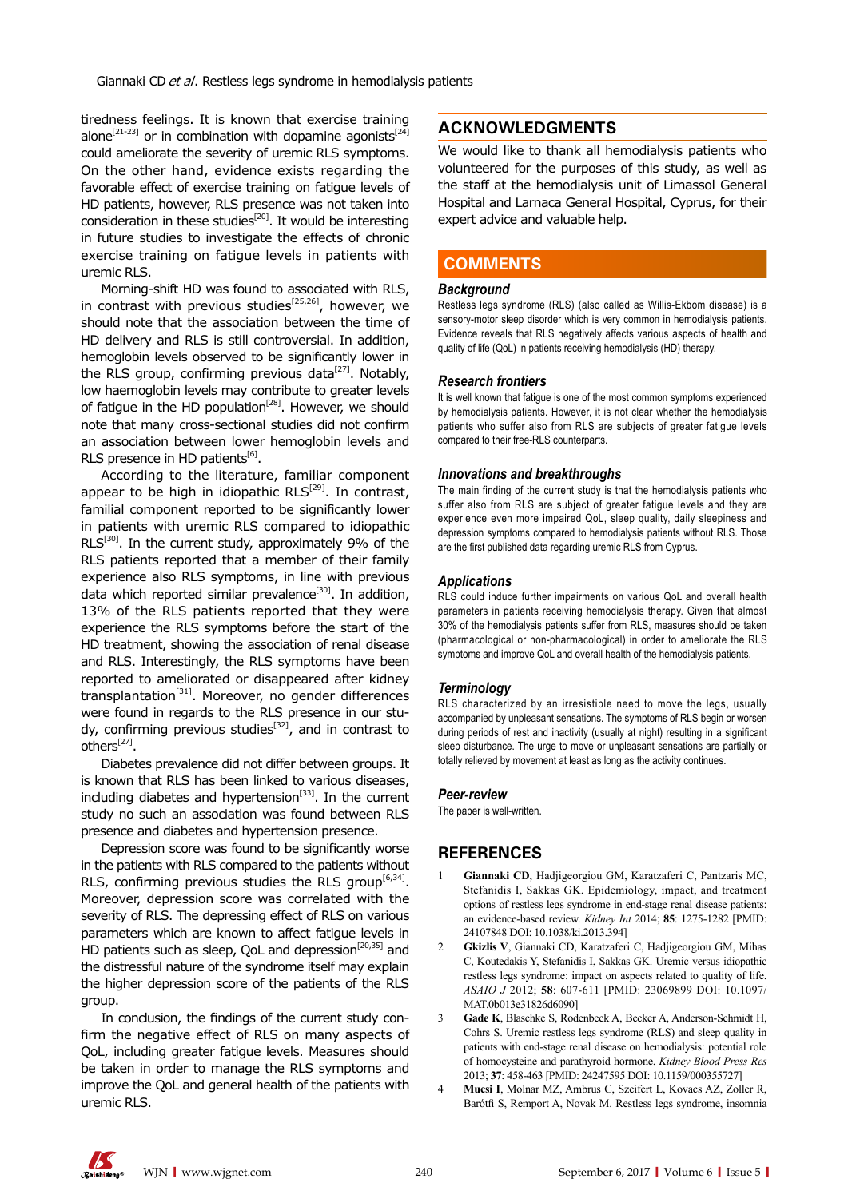tiredness feelings. It is known that exercise training alone[21-23] or in combination with dopamine agonists[24] could ameliorate the severity of uremic RLS symptoms. On the other hand, evidence exists regarding the favorable effect of exercise training on fatigue levels of HD patients, however, RLS presence was not taken into consideration in these studies[20]. It would be interesting in future studies to investigate the effects of chronic exercise training on fatigue levels in patients with uremic RLS.

Morning-shift HD was found to associated with RLS, in contrast with previous studies[25,26], however, we should note that the association between the time of HD delivery and RLS is still controversial. In addition, hemoglobin levels observed to be significantly lower in the RLS group, confirming previous data[27]. Notably, low haemoglobin levels may contribute to greater levels of fatigue in the HD population[28]. However, we should note that many cross-sectional studies did not confirm an association between lower hemoglobin levels and RLS presence in HD patients[6].

According to the literature, familiar component appear to be high in idiopathic RLS[29]. In contrast, familial component reported to be significantly lower in patients with uremic RLS compared to idiopathic RLS[30]. In the current study, approximately 9% of the RLS patients reported that a member of their family experience also RLS symptoms, in line with previous data which reported similar prevalence[30]. In addition, 13% of the RLS patients reported that they were experience the RLS symptoms before the start of the HD treatment, showing the association of renal disease and RLS. Interestingly, the RLS symptoms have been reported to ameliorated or disappeared after kidney transplantation[31]. Moreover, no gender differences were found in regards to the RLS presence in our study, confirming previous studies[32], and in contrast to others[27].

Diabetes prevalence did not differ between groups. It is known that RLS has been linked to various diseases, including diabetes and hypertension[33]. In the current study no such an association was found between RLS presence and diabetes and hypertension presence.

Depression score was found to be significantly worse in the patients with RLS compared to the patients without RLS, confirming previous studies the RLS group[6,34]. Moreover, depression score was correlated with the severity of RLS. The depressing effect of RLS on various parameters which are known to affect fatigue levels in HD patients such as sleep, QoL and depression[20,35] and the distressful nature of the syndrome itself may explain the higher depression score of the patients of the RLS group.

In conclusion, the findings of the current study confirm the negative effect of RLS on many aspects of QoL, including greater fatigue levels. Measures should be taken in order to manage the RLS symptoms and improve the QoL and general health of the patients with uremic RLS.

## ACKNOWLEDGMENTS

We would like to thank all hemodialysis patients who volunteered for the purposes of this study, as well as the staff at the hemodialysis unit of Limassol General Hospital and Larnaca General Hospital, Cyprus, for their expert advice and valuable help.

## COMMENTS

### *Background*

Restless legs syndrome (RLS) (also called as Willis-Ekbom disease) is a sensory-motor sleep disorder which is very common in hemodialysis patients. Evidence reveals that RLS negatively affects various aspects of health and quality of life (QoL) in patients receiving hemodialysis (HD) therapy.

### *Research frontiers*

It is well known that fatigue is one of the most common symptoms experienced by hemodialysis patients. However, it is not clear whether the hemodialysis patients who suffer also from RLS are subjects of greater fatigue levels compared to their free-RLS counterparts.

### *Innovations and breakthroughs*

The main finding of the current study is that the hemodialysis patients who suffer also from RLS are subject of greater fatigue levels and they are experience even more impaired QoL, sleep quality, daily sleepiness and depression symptoms compared to hemodialysis patients without RLS. Those are the first published data regarding uremic RLS from Cyprus.

### *Applications*

RLS could induce further impairments on various QoL and overall health parameters in patients receiving hemodialysis therapy. Given that almost 30% of the hemodialysis patients suffer from RLS, measures should be taken (pharmacological or non-pharmacological) in order to ameliorate the RLS symptoms and improve QoL and overall health of the hemodialysis patients.

### *Terminology*

RLS characterized by an irresistible need to move the legs, usually accompanied by unpleasant sensations. The symptoms of RLS begin or worsen during periods of rest and inactivity (usually at night) resulting in a significant sleep disturbance. The urge to move or unpleasant sensations are partially or totally relieved by movement at least as long as the activity continues.

### *Peer-review*

The paper is well-written.

## REFERENCES

1. **Giannaki CD**, Hadjigeorgiou GM, Karatzaferi C, Pantzaris MC, Stefanidis I, Sakkas GK. Epidemiology, impact, and treatment options of restless legs syndrome in end-stage renal disease patients: an evidence-based review. *Kidney Int* 2014; **85**: 1275-1282 [PMID: 24107848 DOI: 10.1038/ki.2013.394]
2. **Gkizlis V**, Giannaki CD, Karatzaferi C, Hadjigeorgiou GM, Mihas C, Koutedakis Y, Stefanidis I, Sakkas GK. Uremic versus idiopathic restless legs syndrome: impact on aspects related to quality of life. *ASAIO J* 2012; **58**: 607-611 [PMID: 23069899 DOI: 10.1097/MAT.0b013e31826d6090]
3. **Gade K**, Blaschke S, Rodenbeck A, Becker A, Anderson-Schmidt H, Cohrs S. Uremic restless legs syndrome (RLS) and sleep quality in patients with end-stage renal disease on hemodialysis: potential role of homocysteine and parathyroid hormone. *Kidney Blood Press Res* 2013; **37**: 458-463 [PMID: 24247595 DOI: 10.1159/000355727]
4. **Mucsi I**, Molnar MZ, Ambrus C, Szeifert L, Kovacs AZ, Zoller R, Barótfi S, Remport A, Novak M. Restless legs syndrome, insomnia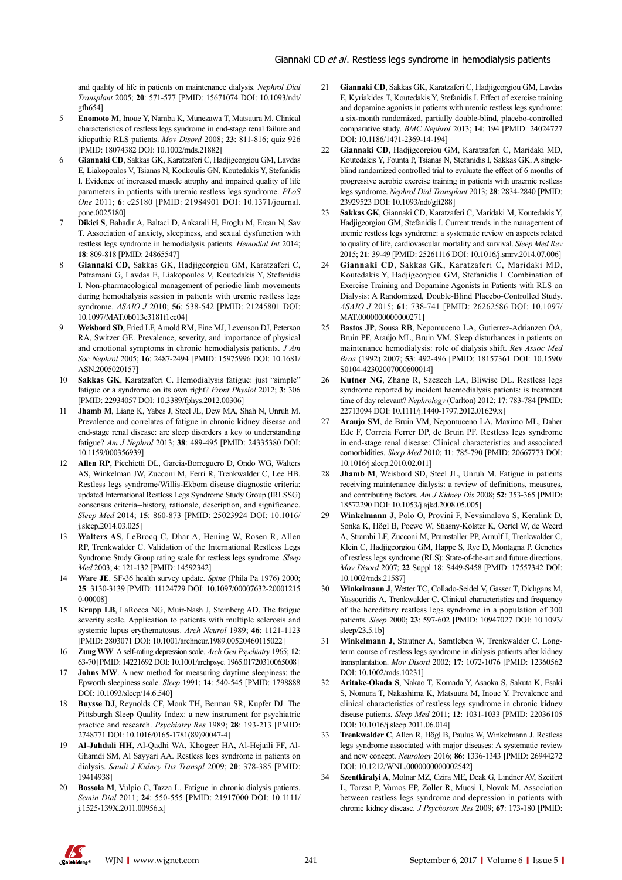and quality of life in patients on maintenance dialysis. *Nephrol Dial Transplant* 2005; **20**: 571-577 [PMID: 15671074 DOI: 10.1093/ndt/gfh654]

5 **Enomoto M**, Inoue Y, Namba K, Munezawa T, Matsuura M. Clinical characteristics of restless legs syndrome in end-stage renal failure and idiopathic RLS patients. *Mov Disord* 2008; **23**: 811-816; quiz 926 [PMID: 18074382 DOI: 10.1002/mds.21882]

6 **Giannaki CD**, Sakkas GK, Karatzaferi C, Hadjigeorgiou GM, Lavdas E, Liakopoulos V, Tsianas N, Koukoulis GN, Koutedakis Y, Stefanidis I. Evidence of increased muscle atrophy and impaired quality of life parameters in patients with uremic restless legs syndrome. *PLoS One* 2011; **6**: e25180 [PMID: 21984901 DOI: 10.1371/journal.pone.0025180]

7 **Dikici S**, Bahadir A, Baltaci D, Ankarali H, Eroglu M, Ercan N, Sav T. Association of anxiety, sleepiness, and sexual dysfunction with restless legs syndrome in hemodialysis patients. *Hemodial Int* 2014; **18**: 809-818 [PMID: 24865547]

8 **Giannaki CD**, Sakkas GK, Hadjigeorgiou GM, Karatzaferi C, Patramani G, Lavdas E, Liakopoulos V, Koutedakis Y, Stefanidis I. Non-pharmacological management of periodic limb movements during hemodialysis session in patients with uremic restless legs syndrome. *ASAIO J* 2010; **56**: 538-542 [PMID: 21245801 DOI: 10.1097/MAT.0b013e3181f1cc04]

9 **Weisbord SD**, Fried LF, Arnold RM, Fine MJ, Levenson DJ, Peterson RA, Switzer GE. Prevalence, severity, and importance of physical and emotional symptoms in chronic hemodialysis patients. *J Am Soc Nephrol* 2005; **16**: 2487-2494 [PMID: 15975996 DOI: 10.1681/ASN.2005020157]

10 **Sakkas GK**, Karatzaferi C. Hemodialysis fatigue: just "simple" fatigue or a syndrome on its own right? *Front Physiol* 2012; **3**: 306 [PMID: 22934057 DOI: 10.3389/fphys.2012.00306]

11 **Jhamb M**, Liang K, Yabes J, Steel JL, Dew MA, Shah N, Unruh M. Prevalence and correlates of fatigue in chronic kidney disease and end-stage renal disease: are sleep disorders a key to understanding fatigue? *Am J Nephrol* 2013; **38**: 489-495 [PMID: 24335380 DOI: 10.1159/000356939]

12 **Allen RP**, Picchietti DL, Garcia-Borreguero D, Ondo WG, Walters AS, Winkelman JW, Zucconi M, Ferri R, Trenkwalder C, Lee HB. Restless legs syndrome/Willis-Ekbom disease diagnostic criteria: updated International Restless Legs Syndrome Study Group (IRLSSG) consensus criteria--history, rationale, description, and significance. *Sleep Med* 2014; **15**: 860-873 [PMID: 25023924 DOI: 10.1016/j.sleep.2014.03.025]

13 **Walters AS**, LeBrocq C, Dhar A, Hening W, Rosen R, Allen RP, Trenkwalder C. Validation of the International Restless Legs Syndrome Study Group rating scale for restless legs syndrome. *Sleep Med* 2003; **4**: 121-132 [PMID: 14592342]

14 **Ware JE**. SF-36 health survey update. *Spine* (Phila Pa 1976) 2000; **25**: 3130-3139 [PMID: 11124729 DOI: 10.1097/00007632-200012150-00008]

15 **Krupp LB**, LaRocca NG, Muir-Nash J, Steinberg AD. The fatigue severity scale. Application to patients with multiple sclerosis and systemic lupus erythematosus. *Arch Neurol* 1989; **46**: 1121-1123 [PMID: 2803071 DOI: 10.1001/archneur.1989.00520460115022]

16 **Zung WW**. A self-rating depression scale. *Arch Gen Psychiatry* 1965; **12**: 63-70 [PMID: 14221692 DOI: 10.1001/archpsyc.1965.01720310065008]

17 **Johns MW**. A new method for measuring daytime sleepiness: the Epworth sleepiness scale. *Sleep* 1991; **14**: 540-545 [PMID: 1798888 DOI: 10.1093/sleep/14.6.540]

18 **Buysse DJ**, Reynolds CF, Monk TH, Berman SR, Kupfer DJ. The Pittsburgh Sleep Quality Index: a new instrument for psychiatric practice and research. *Psychiatry Res* 1989; **28**: 193-213 [PMID: 2748771 DOI: 10.1016/0165-1781(89)90047-4]

19 **Al-Jahdali HH**, Al-Qadhi WA, Khogeer HA, Al-Hejaili FF, Al-Ghamdi SM, Al Sayyari AA. Restless legs syndrome in patients on dialysis. *Saudi J Kidney Dis Transpl* 2009; **20**: 378-385 [PMID: 19414938]

20 **Bossola M**, Vulpio C, Tazza L. Fatigue in chronic dialysis patients. *Semin Dial* 2011; **24**: 550-555 [PMID: 21917000 DOI: 10.1111/j.1525-139X.2011.00956.x]

21 **Giannaki CD**, Sakkas GK, Karatzaferi C, Hadjigeorgiou GM, Lavdas E, Kyriakides T, Koutedakis Y, Stefanidis I. Effect of exercise training and dopamine agonists in patients with uremic restless legs syndrome: a six-month randomized, partially double-blind, placebo-controlled comparative study. *BMC Nephrol* 2013; **14**: 194 [PMID: 24024727 DOI: 10.1186/1471-2369-14-194]

22 **Giannaki CD**, Hadjigeorgiou GM, Karatzaferi C, Maridaki MD, Koutedakis Y, Founta P, Tsianas N, Stefanidis I, Sakkas GK. A single-blind randomized controlled trial to evaluate the effect of 6 months of progressive aerobic exercise training in patients with uraemic restless legs syndrome. *Nephrol Dial Transplant* 2013; **28**: 2834-2840 [PMID: 23929523 DOI: 10.1093/ndt/gft288]

23 **Sakkas GK**, Giannaki CD, Karatzaferi C, Maridaki M, Koutedakis Y, Hadjigeorgiou GM, Stefanidis I. Current trends in the management of uremic restless legs syndrome: a systematic review on aspects related to quality of life, cardiovascular mortality and survival. *Sleep Med Rev* 2015; **21**: 39-49 [PMID: 25261116 DOI: 10.1016/j.smrv.2014.07.006]

24 **Giannaki CD**, Sakkas GK, Karatzaferi C, Maridaki MD, Koutedakis Y, Hadjigeorgiou GM, Stefanidis I. Combination of Exercise Training and Dopamine Agonists in Patients with RLS on Dialysis: A Randomized, Double-Blind Placebo-Controlled Study. *ASAIO J* 2015; **61**: 738-741 [PMID: 26262586 DOI: 10.1097/MAT.0000000000000271]

25 **Bastos JP**, Sousa RB, Nepomuceno LA, Gutierrez-Adrianzen OA, Bruin PF, Araújo ML, Bruin VM. Sleep disturbances in patients on maintenance hemodialysis: role of dialysis shift. *Rev Assoc Med Bras* (1992) 2007; **53**: 492-496 [PMID: 18157361 DOI: 10.1590/S0104-42302007000600014]

26 **Kutner NG**, Zhang R, Szczech LA, Bliwise DL. Restless legs syndrome reported by incident haemodialysis patients: is treatment time of day relevant? *Nephrology* (Carlton) 2012; **17**: 783-784 [PMID: 22713094 DOI: 10.1111/j.1440-1797.2012.01629.x]

27 **Araujo SM**, de Bruin VM, Nepomuceno LA, Maximo ML, Daher Ede F, Correia Ferrer DP, de Bruin PF. Restless legs syndrome in end-stage renal disease: Clinical characteristics and associated comorbidities. *Sleep Med* 2010; **11**: 785-790 [PMID: 20667773 DOI: 10.1016/j.sleep.2010.02.011]

28 **Jhamb M**, Weisbord SD, Steel JL, Unruh M. Fatigue in patients receiving maintenance dialysis: a review of definitions, measures, and contributing factors. *Am J Kidney Dis* 2008; **52**: 353-365 [PMID: 18572290 DOI: 10.1053/j.ajkd.2008.05.005]

29 **Winkelmann J**, Polo O, Provini F, Nevsimalova S, Kemlink D, Sonka K, Högl B, Poewe W, Stiasny-Kolster K, Oertel W, de Weerd A, Strambi LF, Zucconi M, Pramstaller PP, Arnulf I, Trenkwalder C, Klein C, Hadjigeorgiou GM, Happe S, Rye D, Montagna P. Genetics of restless legs syndrome (RLS): State-of-the-art and future directions. *Mov Disord* 2007; **22** Suppl 18: S449-S458 [PMID: 17557342 DOI: 10.1002/mds.21587]

30 **Winkelmann J**, Wetter TC, Collado-Seidel V, Gasser T, Dichgans M, Yassouridis A, Trenkwalder C. Clinical characteristics and frequency of the hereditary restless legs syndrome in a population of 300 patients. *Sleep* 2000; **23**: 597-602 [PMID: 10947027 DOI: 10.1093/sleep/23.5.1b]

31 **Winkelmann J**, Stautner A, Samtleben W, Trenkwalder C. Long-term course of restless legs syndrome in dialysis patients after kidney transplantation. *Mov Disord* 2002; **17**: 1072-1076 [PMID: 12360562 DOI: 10.1002/mds.10231]

32 **Aritake-Okada S**, Nakao T, Komada Y, Asaoka S, Sakuta K, Esaki S, Nomura T, Nakashima K, Matsuura M, Inoue Y. Prevalence and clinical characteristics of restless legs syndrome in chronic kidney disease patients. *Sleep Med* 2011; **12**: 1031-1033 [PMID: 22036105 DOI: 10.1016/j.sleep.2011.06.014]

33 **Trenkwalder C**, Allen R, Högl B, Paulus W, Winkelmann J. Restless legs syndrome associated with major diseases: A systematic review and new concept. *Neurology* 2016; **86**: 1336-1343 [PMID: 26944272 DOI: 10.1212/WNL.0000000000002542]

34 **Szentkiralyi A**, Molnar MZ, Czira ME, Deak G, Lindner AV, Szeifert L, Torzsa P, Vamos EP, Zoller R, Mucsi I, Novak M. Association between restless legs syndrome and depression in patients with chronic kidney disease. *J Psychosom Res* 2009; **67**: 173-180 [PMID: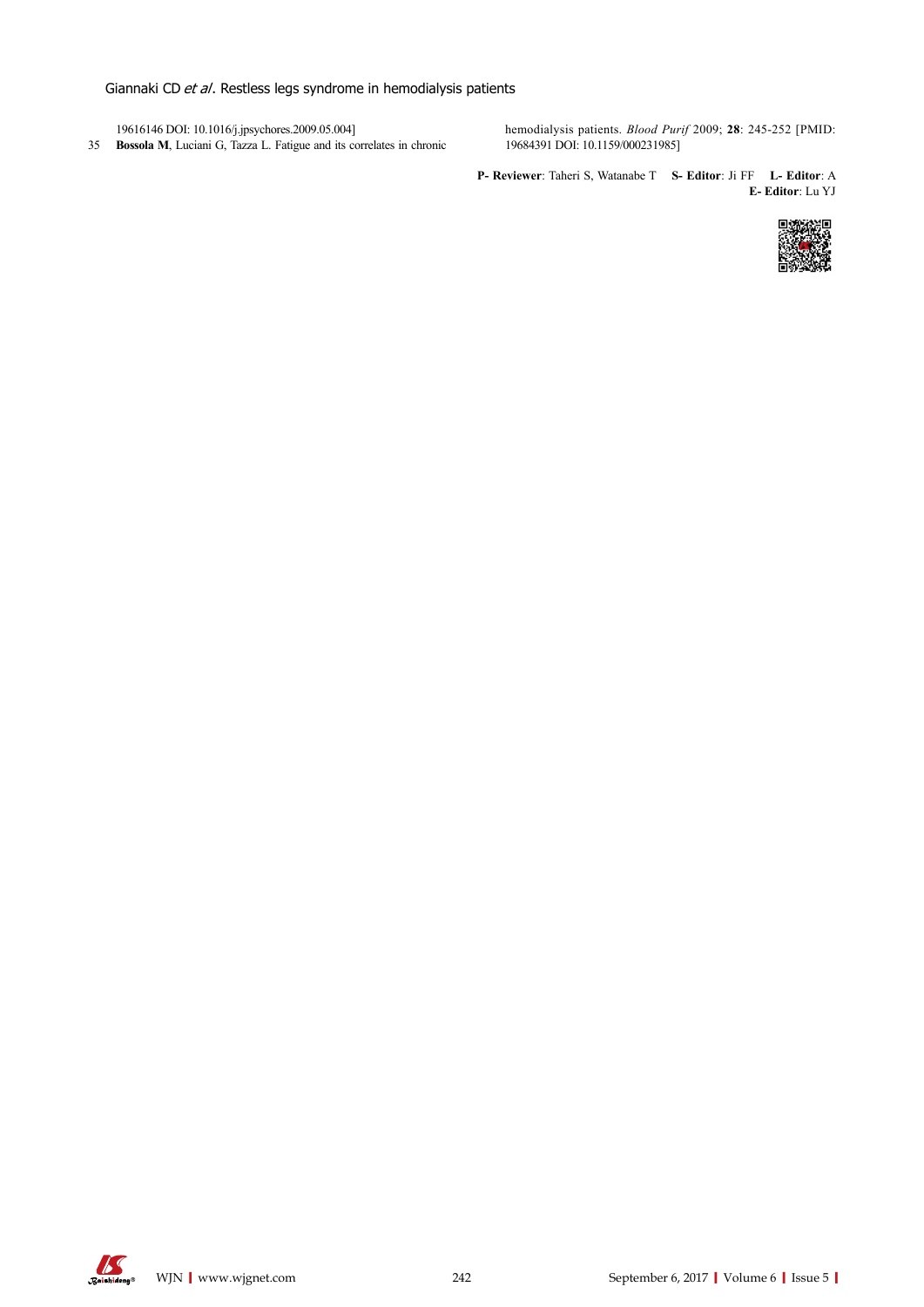19616146 DOI: 10.1016/j.jpsychores.2009.05.004]

35 **Bossola M**, Luciani G, Tazza L. Fatigue and its correlates in chronic hemodialysis patients. *Blood Purif* 2009; **28**: 245-252 [PMID: 19684391 DOI: 10.1159/000231985]

**P- Reviewer**: Taheri S, Watanabe T **S- Editor**: Ji FF **L- Editor**: A **E- Editor**: Lu YJ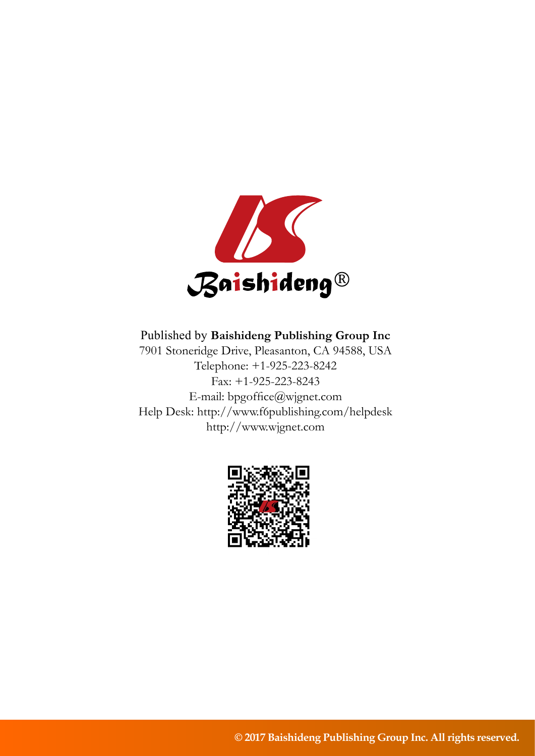Baishideng®

Published by **Baishideng Publishing Group Inc**

7901 Stoneridge Drive, Pleasanton, CA 94588, USA

Telephone: +1-925-223-8242

Fax: +1-925-223-8243

E-mail: bpgoffice@wjgnet.com

Help Desk: http://www.f6publishing.com/helpdesk

http://www.wjgnet.com

**© 2017 Baishideng Publishing Group Inc. All rights reserved.**